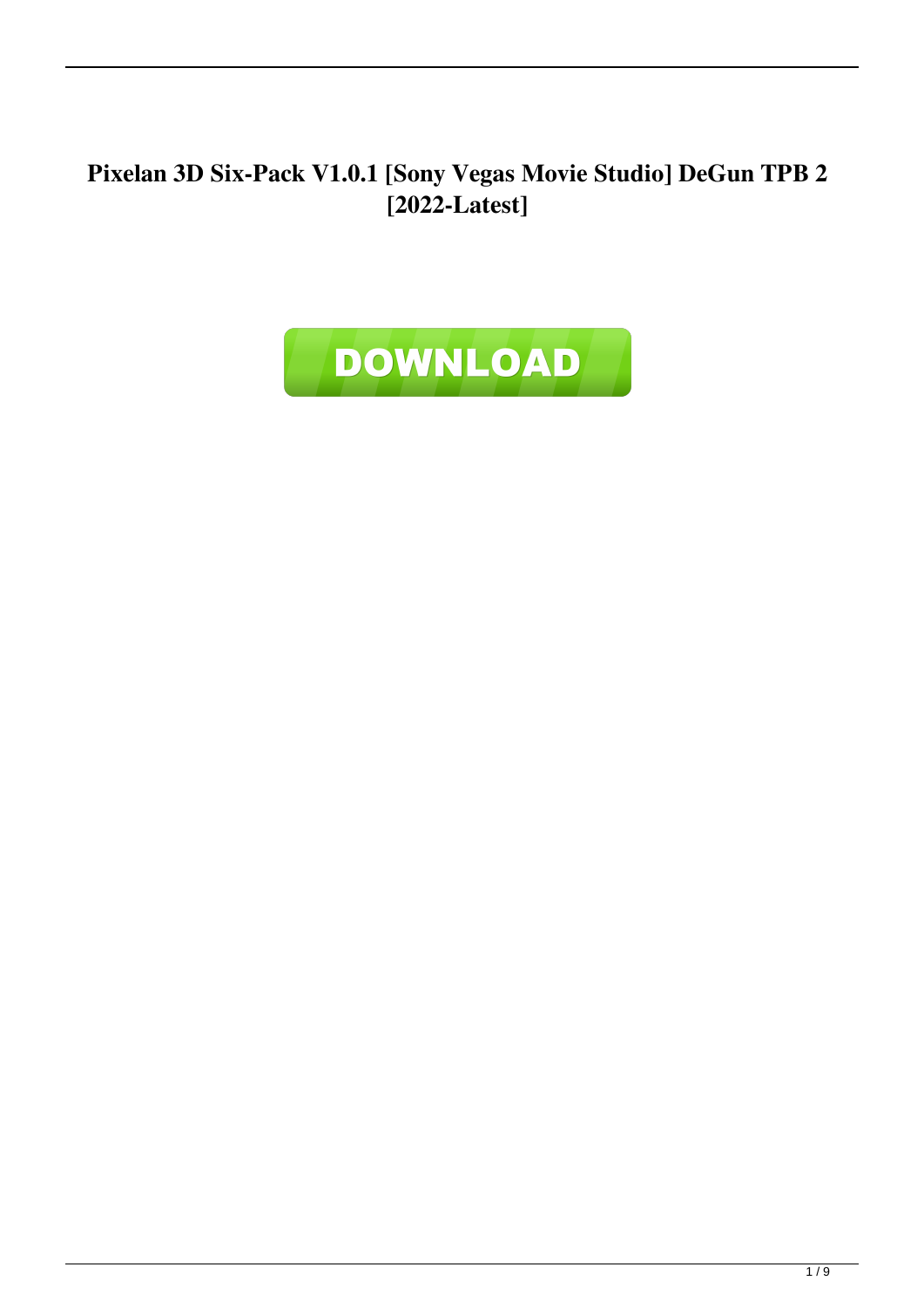# Pixelan 3D Six-Pack V1.0.1 [Sony Vegas Movie Studio] DeGun TPB 2 [2022-Latest]

DOWNLOAD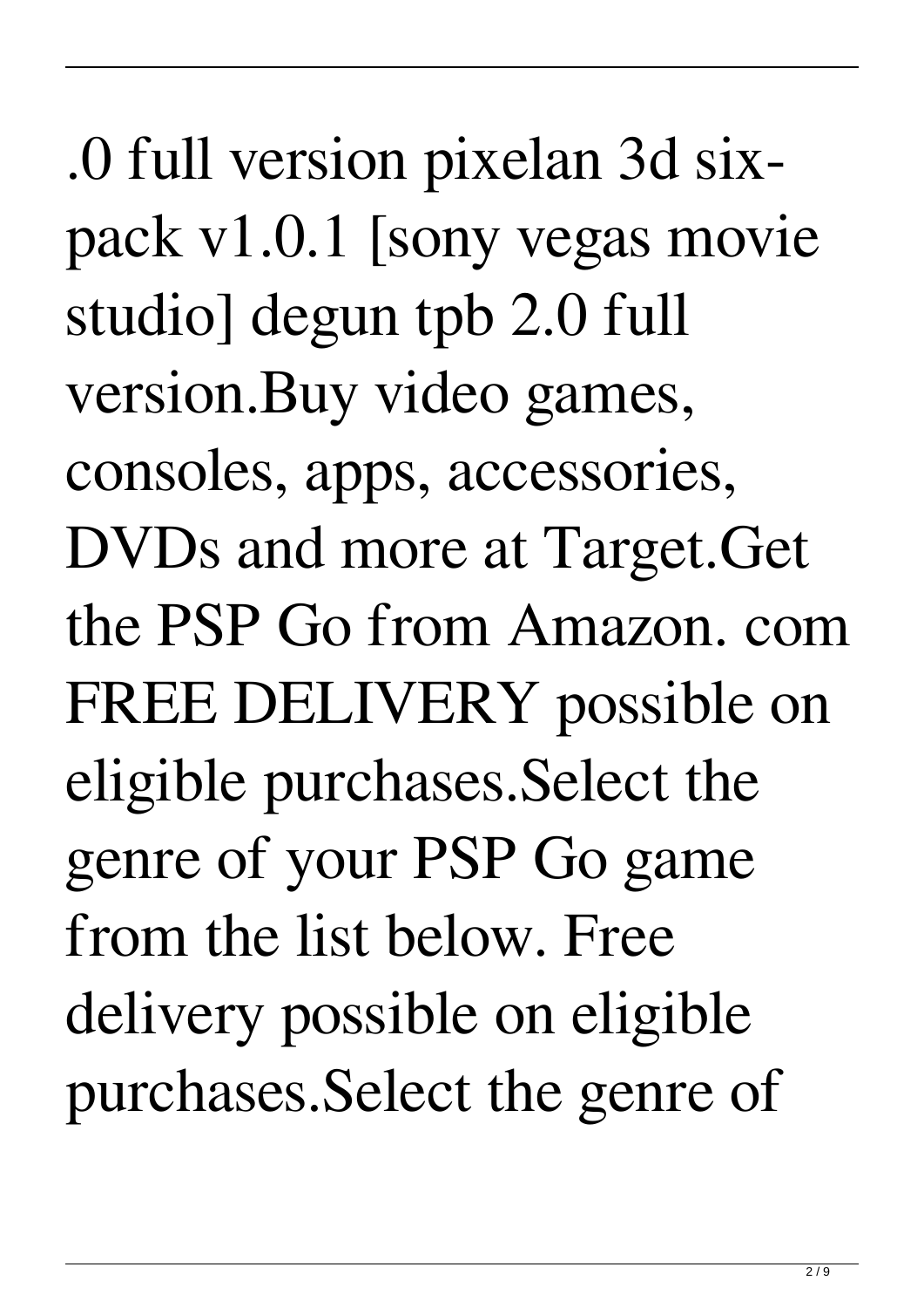.0 full version pixelan 3d six-pack v1.0.1 [sony vegas movie studio] degun tpb 2.0 full version.Buy video games, consoles, apps, accessories, DVDs and more at Target.Get the PSP Go from Amazon. com FREE DELIVERY possible on eligible purchases.Select the genre of your PSP Go game from the list below. Free delivery possible on eligible purchases.Select the genre of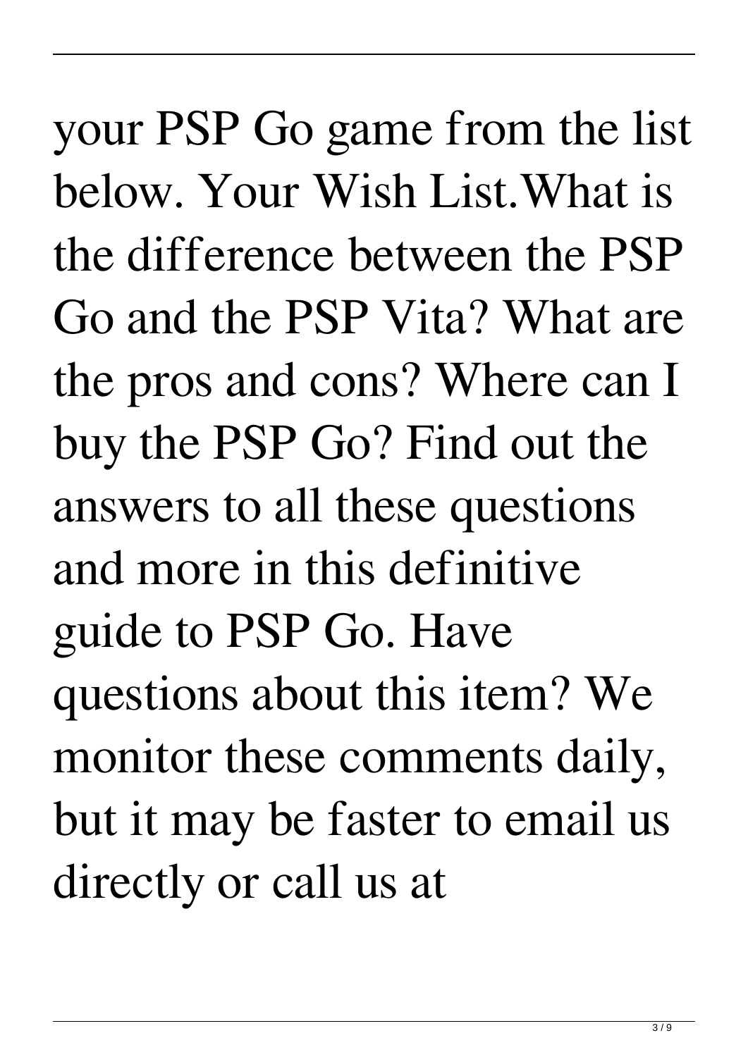your PSP Go game from the list below. Your Wish List.What is the difference between the PSP Go and the PSP Vita? What are the pros and cons? Where can I buy the PSP Go? Find out the answers to all these questions and more in this definitive guide to PSP Go. Have questions about this item? We monitor these comments daily, but it may be faster to email us directly or call us at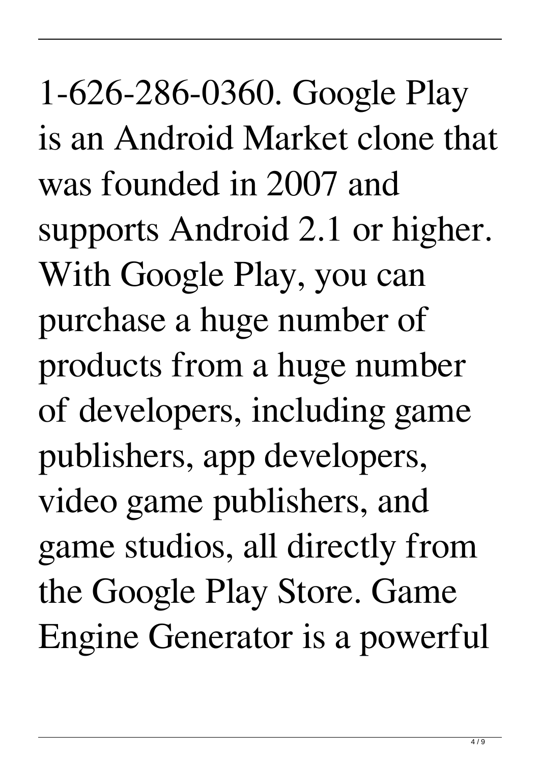1-626-286-0360. Google Play is an Android Market clone that was founded in 2007 and supports Android 2.1 or higher. With Google Play, you can purchase a huge number of products from a huge number of developers, including game publishers, app developers, video game publishers, and game studios, all directly from the Google Play Store. Game Engine Generator is a powerful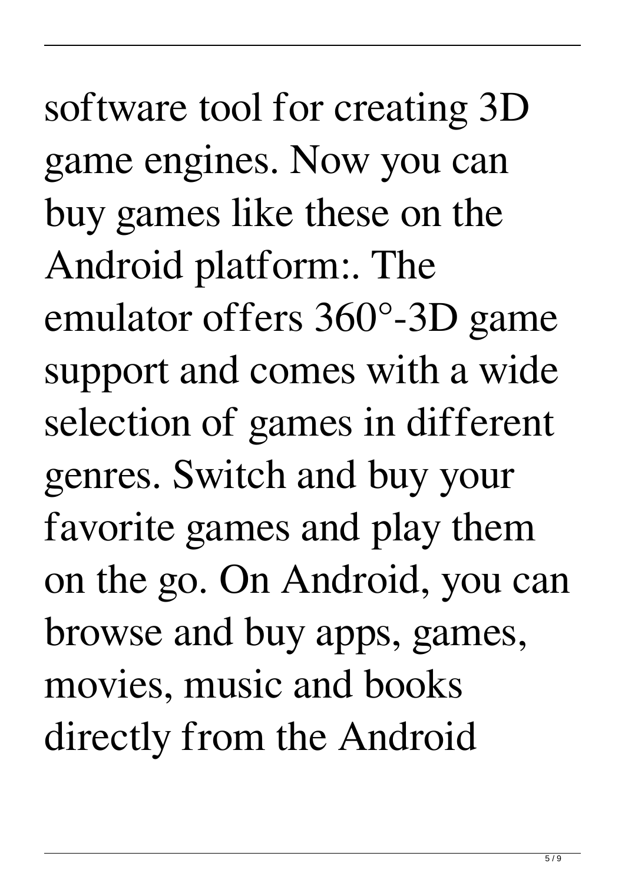software tool for creating 3D game engines. Now you can buy games like these on the Android platform:. The emulator offers 360°-3D game support and comes with a wide selection of games in different genres. Switch and buy your favorite games and play them on the go. On Android, you can browse and buy apps, games, movies, music and books directly from the Android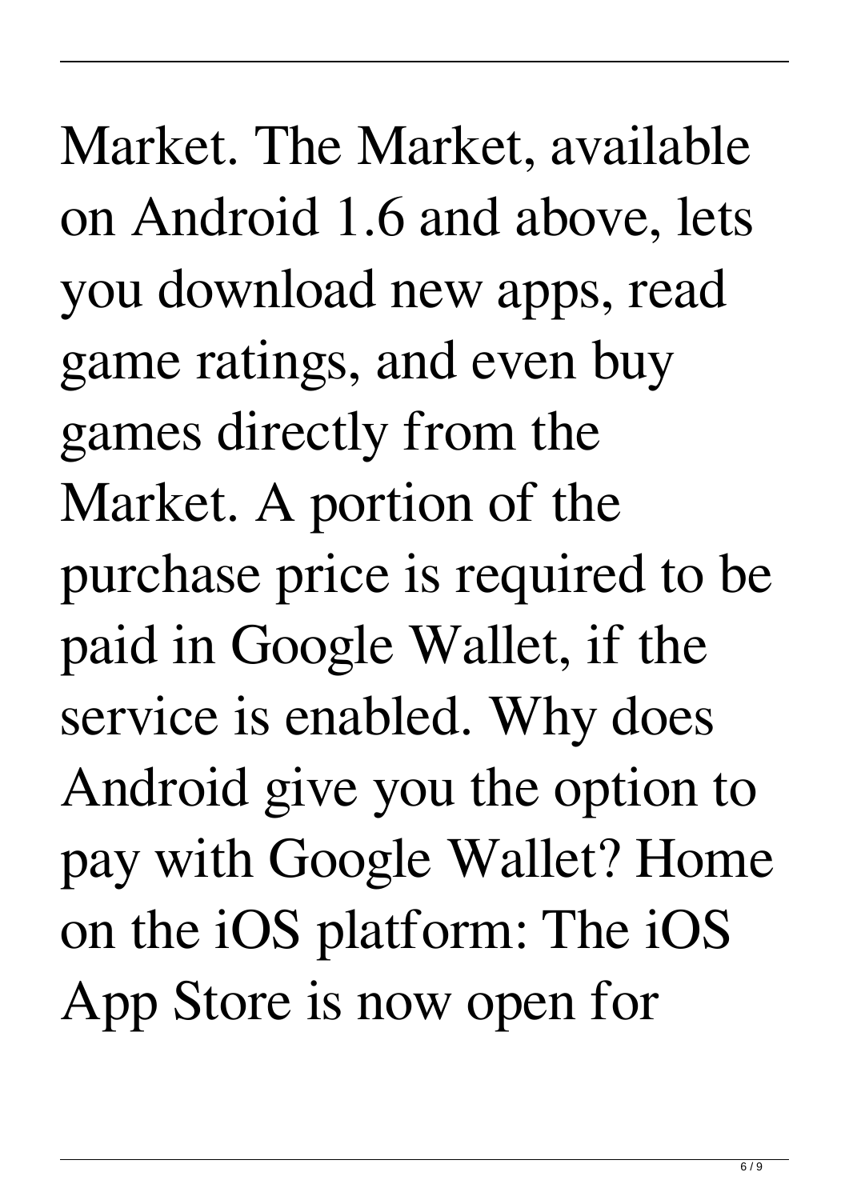Market. The Market, available on Android 1.6 and above, lets you download new apps, read game ratings, and even buy games directly from the Market. A portion of the purchase price is required to be paid in Google Wallet, if the service is enabled. Why does Android give you the option to pay with Google Wallet? Home on the iOS platform: The iOS App Store is now open for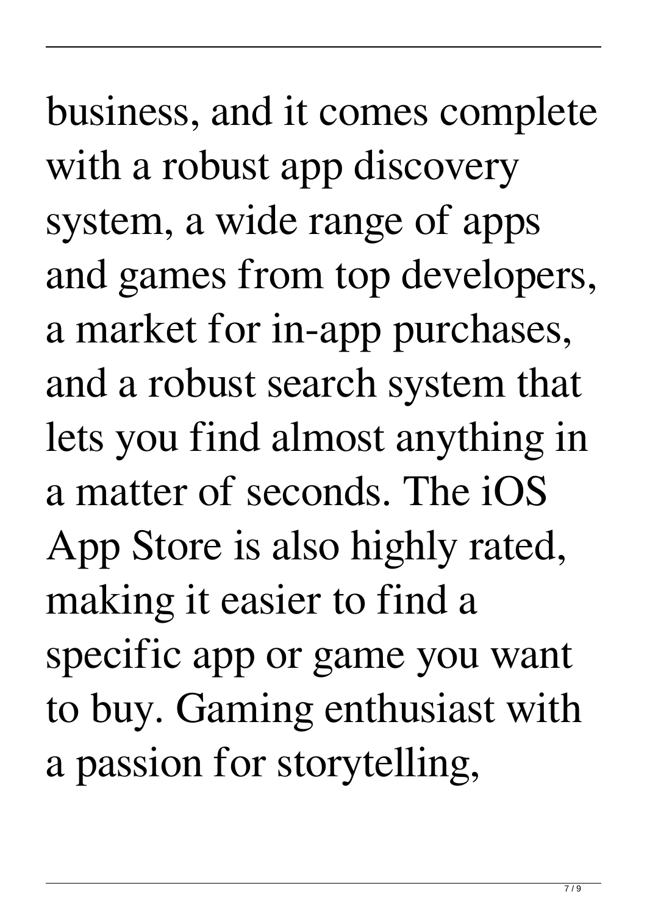business, and it comes complete with a robust app discovery system, a wide range of apps and games from top developers, a market for in-app purchases, and a robust search system that lets you find almost anything in a matter of seconds. The iOS App Store is also highly rated, making it easier to find a specific app or game you want to buy. Gaming enthusiast with a passion for storytelling,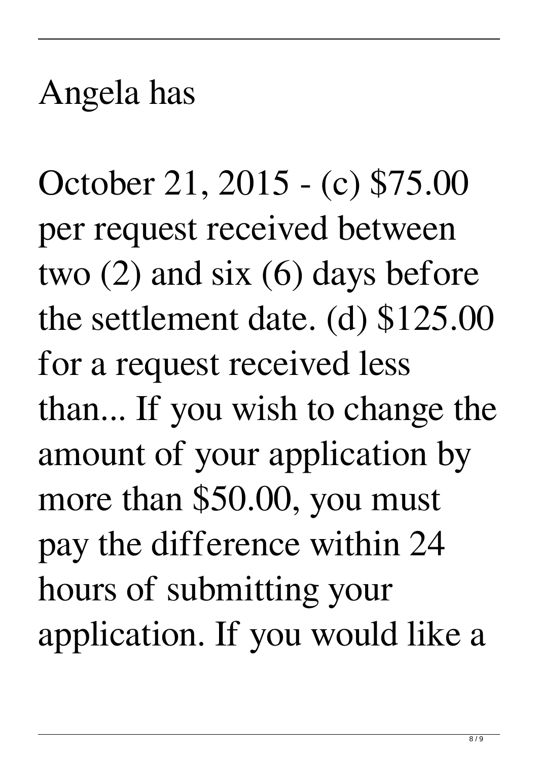Angela has

October 21, 2015 - (c) $75.00 per request received between two (2) and six (6) days before the settlement date. (d) $125.00 for a request received less than... If you wish to change the amount of your application by more than $50.00, you must pay the difference within 24 hours of submitting your application. If you would like a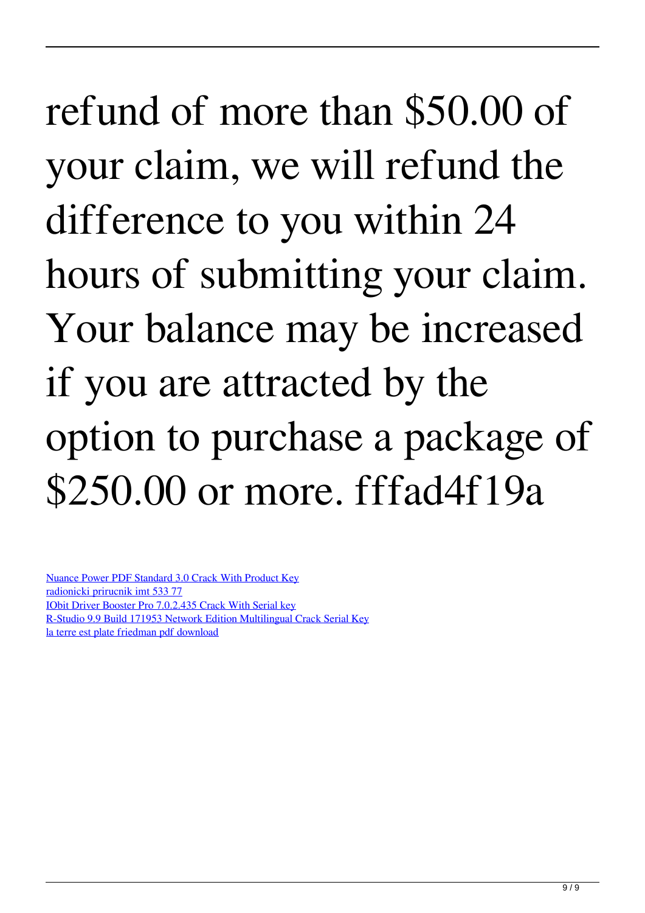refund of more than $50.00 of your claim, we will refund the difference to you within 24 hours of submitting your claim. Your balance may be increased if you are attracted by the option to purchase a package of $250.00 or more. fffad4f19a

Nuance Power PDF Standard 3.0 Crack With Product Key
radionicki prirucnik imt 533 77
IObit Driver Booster Pro 7.0.2.435 Crack With Serial key
R-Studio 9.9 Build 171953 Network Edition Multilingual Crack Serial Key
la terre est plate friedman pdf download